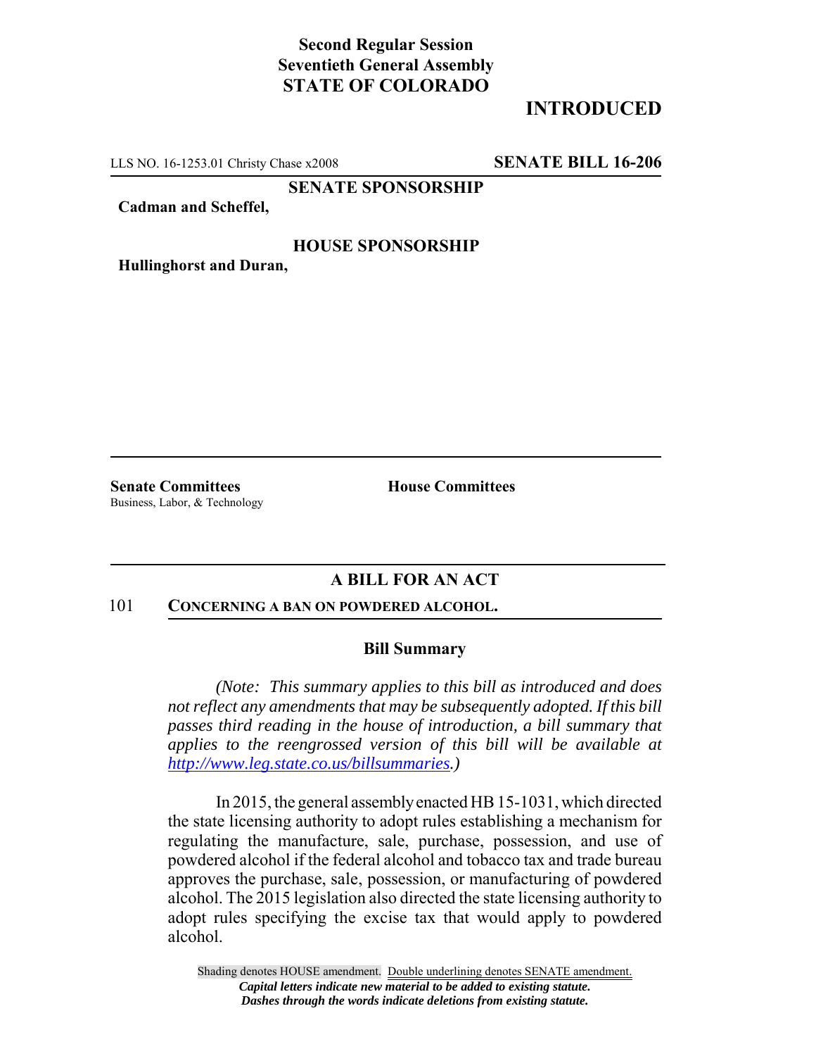**Second Regular Session**
**Seventieth General Assembly**
**STATE OF COLORADO**

# INTRODUCTED

LLS NO. 16-1253.01 Christy Chase x2008 **SENATE BILL 16-206**

**SENATE SPONSORSHIP**

**Cadman and Scheffel,**

**HOUSE SPONSORSHIP**

**Hullinghorst and Duran,**

**Senate Committees**
Business, Labor, & Technology

**House Committees**

## A BILL FOR AN ACT

101 **CONCERNING A BAN ON POWDERED ALCOHOL.**

### Bill Summary

*(Note: This summary applies to this bill as introduced and does not reflect any amendments that may be subsequently adopted. If this bill passes third reading in the house of introduction, a bill summary that applies to the reengrossed version of this bill will be available at http://www.leg.state.co.us/billsummaries.)*

In 2015, the general assembly enacted HB 15-1031, which directed the state licensing authority to adopt rules establishing a mechanism for regulating the manufacture, sale, purchase, possession, and use of powdered alcohol if the federal alcohol and tobacco tax and trade bureau approves the purchase, sale, possession, or manufacturing of powdered alcohol. The 2015 legislation also directed the state licensing authority to adopt rules specifying the excise tax that would apply to powdered alcohol.

Shading denotes HOUSE amendment. Double underlining denotes SENATE amendment.
*Capital letters indicate new material to be added to existing statute.*
*Dashes through the words indicate deletions from existing statute.*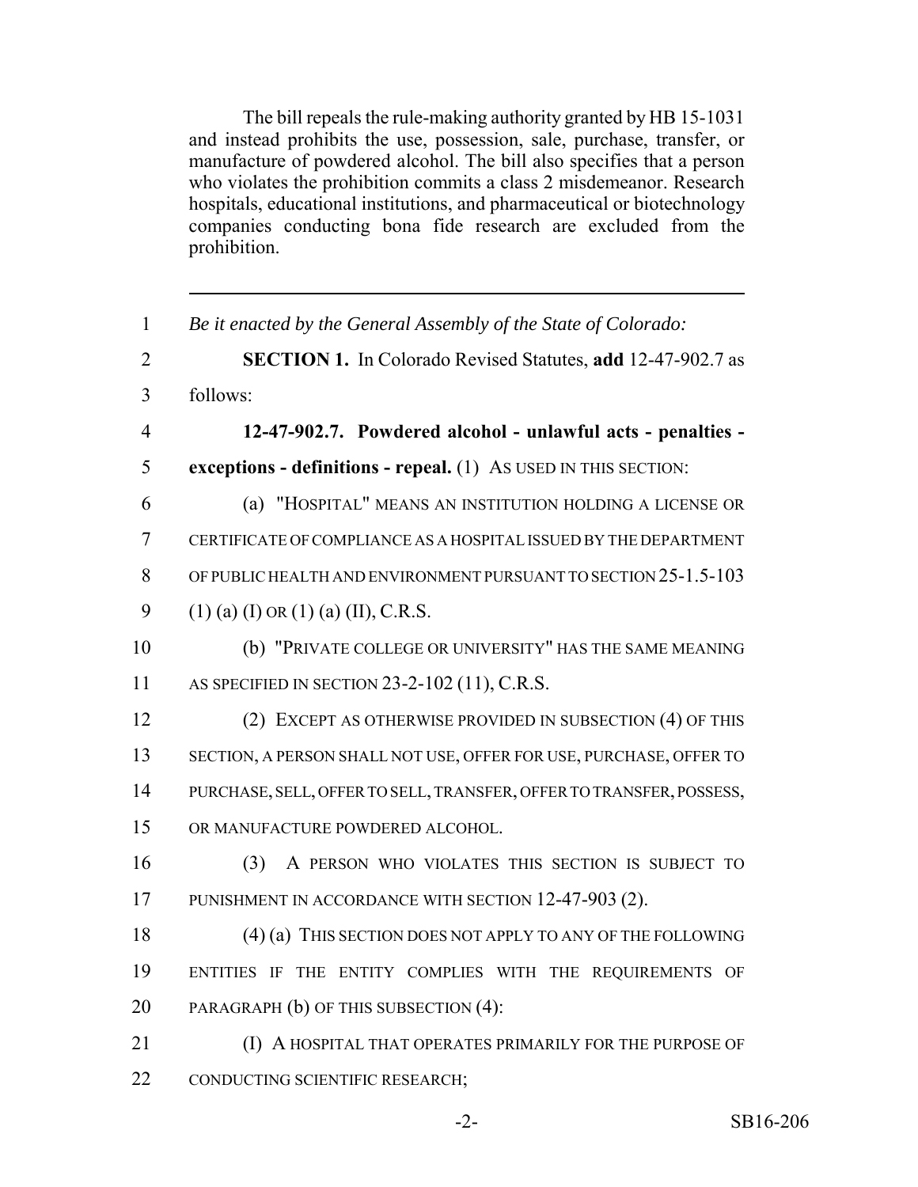The bill repeals the rule-making authority granted by HB 15-1031 and instead prohibits the use, possession, sale, purchase, transfer, or manufacture of powdered alcohol. The bill also specifies that a person who violates the prohibition commits a class 2 misdemeanor. Research hospitals, educational institutions, and pharmaceutical or biotechnology companies conducting bona fide research are excluded from the prohibition.

---

1 *Be it enacted by the General Assembly of the State of Colorado:*

2 **SECTION 1.** In Colorado Revised Statutes, **add** 12-47-902.7 as

3 follows:

4 **12-47-902.7. Powdered alcohol - unlawful acts - penalties -**

5 **exceptions - definitions - repeal.** (1) AS USED IN THIS SECTION:

6 (a) "HOSPITAL" MEANS AN INSTITUTION HOLDING A LICENSE OR

7 CERTIFICATE OF COMPLIANCE AS A HOSPITAL ISSUED BY THE DEPARTMENT

8 OF PUBLIC HEALTH AND ENVIRONMENT PURSUANT TO SECTION 25-1.5-103

9 (1) (a) (I) OR (1) (a) (II), C.R.S.

10 (b) "PRIVATE COLLEGE OR UNIVERSITY" HAS THE SAME MEANING

11 AS SPECIFIED IN SECTION 23-2-102 (11), C.R.S.

12 (2) EXCEPT AS OTHERWISE PROVIDED IN SUBSECTION (4) OF THIS

13 SECTION, A PERSON SHALL NOT USE, OFFER FOR USE, PURCHASE, OFFER TO

14 PURCHASE, SELL, OFFER TO SELL, TRANSFER, OFFER TO TRANSFER, POSSESS,

15 OR MANUFACTURE POWDERED ALCOHOL.

16 (3) A PERSON WHO VIOLATES THIS SECTION IS SUBJECT TO

17 PUNISHMENT IN ACCORDANCE WITH SECTION 12-47-903 (2).

18 (4) (a) THIS SECTION DOES NOT APPLY TO ANY OF THE FOLLOWING

19 ENTITIES IF THE ENTITY COMPLIES WITH THE REQUIREMENTS OF

20 PARAGRAPH (b) OF THIS SUBSECTION (4):

21 (I) A HOSPITAL THAT OPERATES PRIMARILY FOR THE PURPOSE OF

22 CONDUCTING SCIENTIFIC RESEARCH;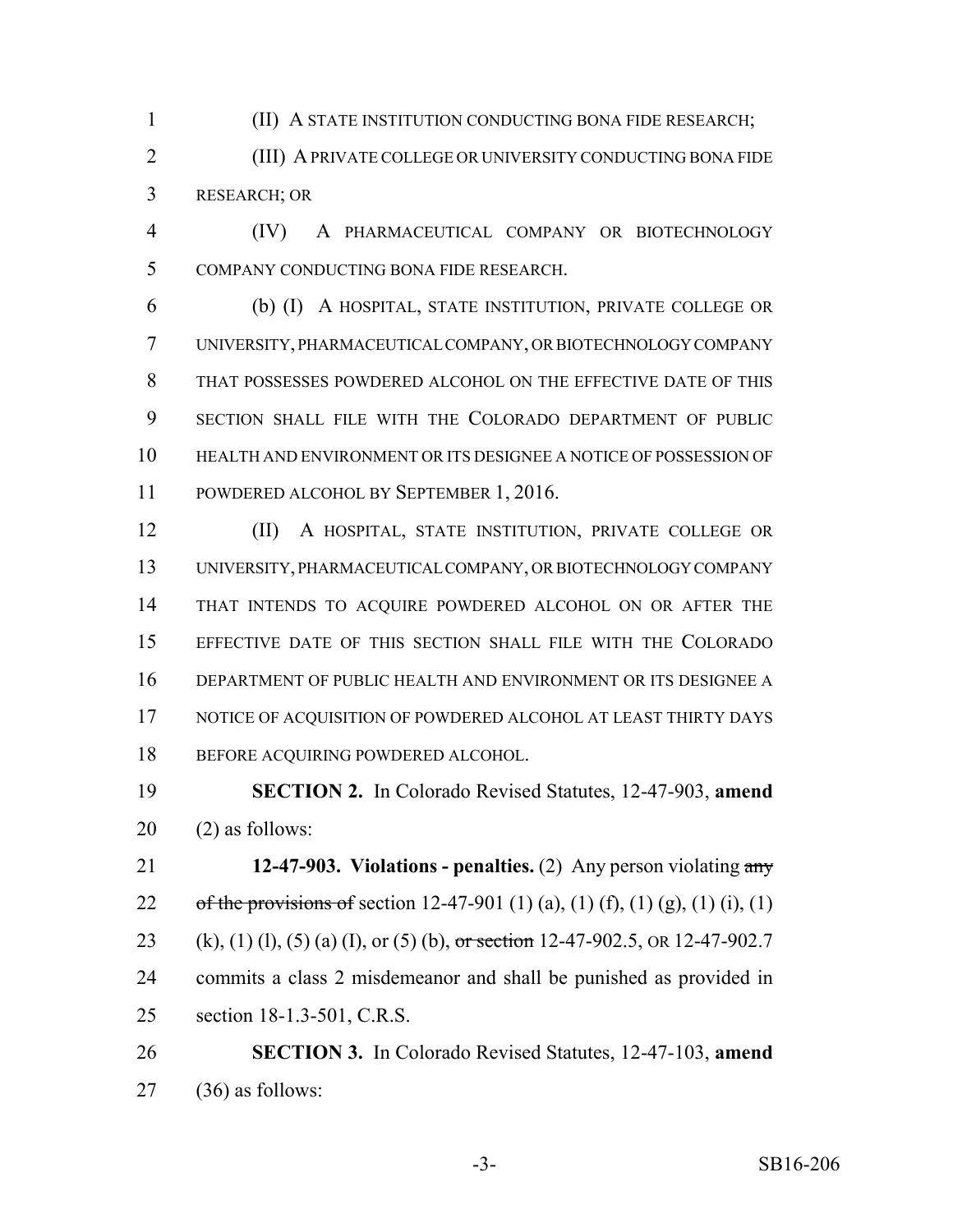(II) A STATE INSTITUTION CONDUCTING BONA FIDE RESEARCH;

(III) A PRIVATE COLLEGE OR UNIVERSITY CONDUCTING BONA FIDE RESEARCH; OR

(IV) A PHARMACEUTICAL COMPANY OR BIOTECHNOLOGY COMPANY CONDUCTING BONA FIDE RESEARCH.

(b) (I) A HOSPITAL, STATE INSTITUTION, PRIVATE COLLEGE OR UNIVERSITY, PHARMACEUTICAL COMPANY, OR BIOTECHNOLOGY COMPANY THAT POSSESSES POWDERED ALCOHOL ON THE EFFECTIVE DATE OF THIS SECTION SHALL FILE WITH THE COLORADO DEPARTMENT OF PUBLIC HEALTH AND ENVIRONMENT OR ITS DESIGNEE A NOTICE OF POSSESSION OF POWDERED ALCOHOL BY SEPTEMBER 1, 2016.

(II) A HOSPITAL, STATE INSTITUTION, PRIVATE COLLEGE OR UNIVERSITY, PHARMACEUTICAL COMPANY, OR BIOTECHNOLOGY COMPANY THAT INTENDS TO ACQUIRE POWDERED ALCOHOL ON OR AFTER THE EFFECTIVE DATE OF THIS SECTION SHALL FILE WITH THE COLORADO DEPARTMENT OF PUBLIC HEALTH AND ENVIRONMENT OR ITS DESIGNEE A NOTICE OF ACQUISITION OF POWDERED ALCOHOL AT LEAST THIRTY DAYS BEFORE ACQUIRING POWDERED ALCOHOL.

**SECTION 2.** In Colorado Revised Statutes, 12-47-903, **amend** (2) as follows:

**12-47-903. Violations - penalties.** (2) Any person violating ~~any of the provisions of~~ section 12-47-901 (1) (a), (1) (f), (1) (g), (1) (i), (1) (k), (1) (l), (5) (a) (I), or (5) (b), ~~or section~~ 12-47-902.5, OR 12-47-902.7 commits a class 2 misdemeanor and shall be punished as provided in section 18-1.3-501, C.R.S.

**SECTION 3.** In Colorado Revised Statutes, 12-47-103, **amend** (36) as follows: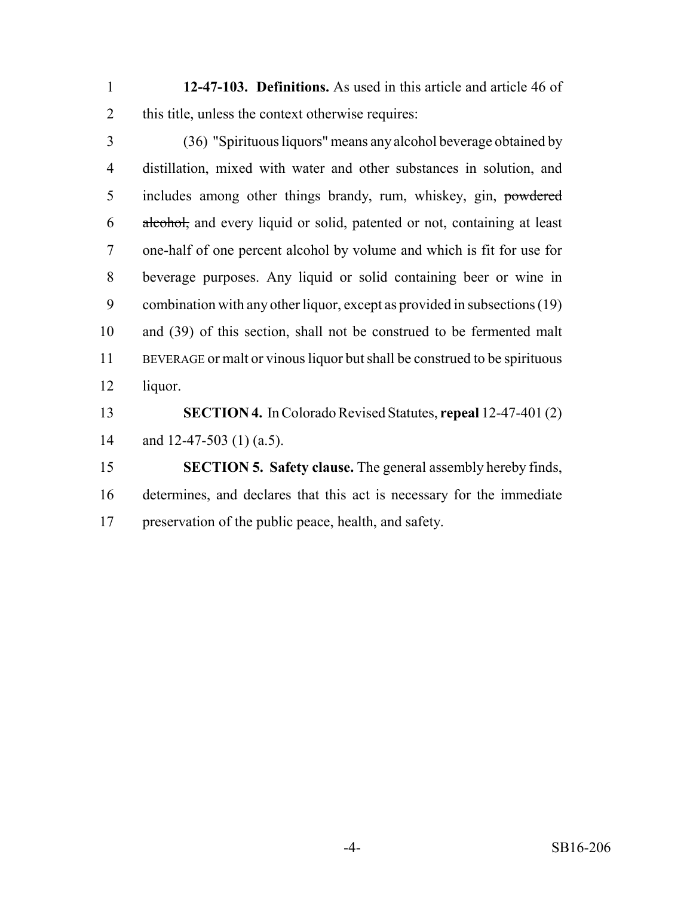**12-47-103. Definitions.** As used in this article and article 46 of this title, unless the context otherwise requires:

(36) "Spirituous liquors" means any alcohol beverage obtained by distillation, mixed with water and other substances in solution, and includes among other things brandy, rum, whiskey, gin, ~~powdered alcohol,~~ and every liquid or solid, patented or not, containing at least one-half of one percent alcohol by volume and which is fit for use for beverage purposes. Any liquid or solid containing beer or wine in combination with any other liquor, except as provided in subsections (19) and (39) of this section, shall not be construed to be fermented malt BEVERAGE or malt or vinous liquor but shall be construed to be spirituous liquor.

**SECTION 4.** In Colorado Revised Statutes, **repeal** 12-47-401 (2) and 12-47-503 (1) (a.5).

**SECTION 5. Safety clause.** The general assembly hereby finds, determines, and declares that this act is necessary for the immediate preservation of the public peace, health, and safety.